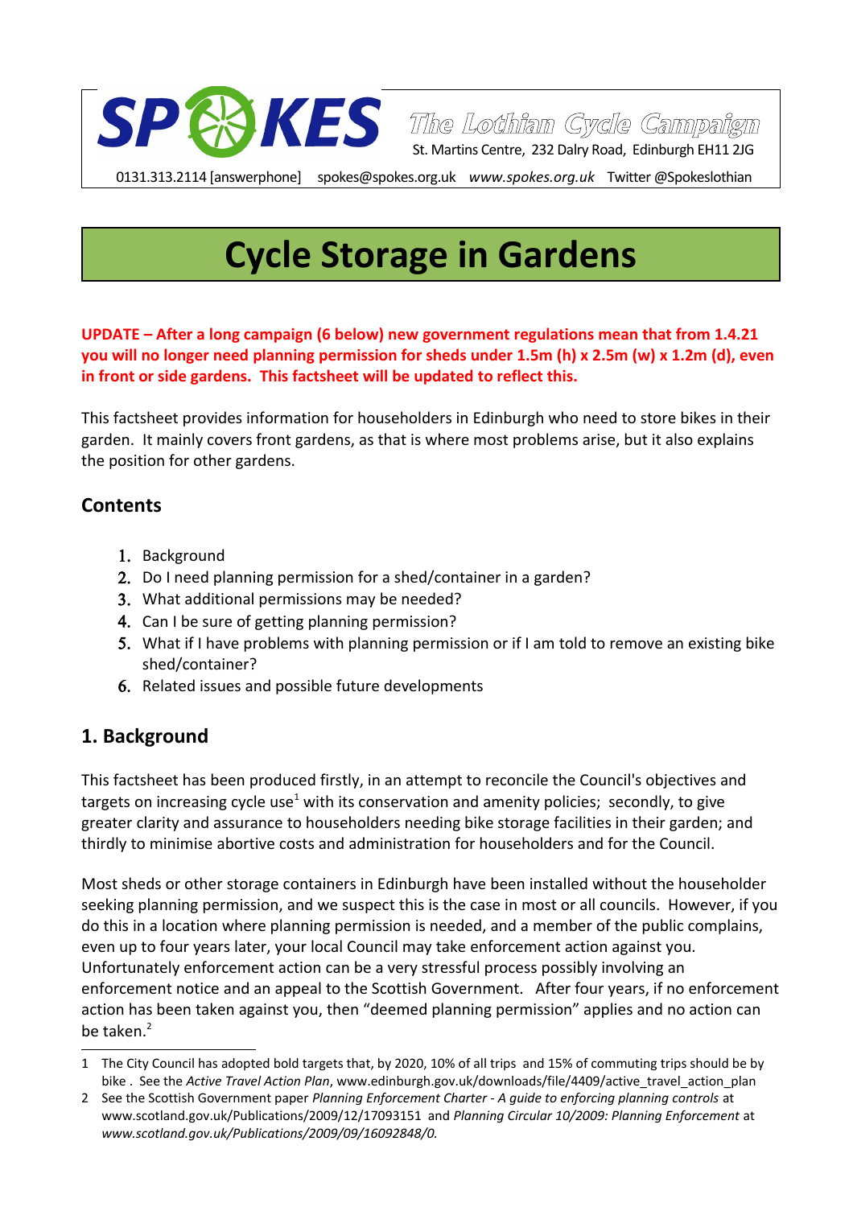SPOKES The Lothian Cycle Campaign
St. Martins Centre, 232 Dalry Road, Edinburgh EH11 2JG
0131.313.2114 [answerphone] spokes@spokes.org.uk *www.spokes.org.uk* Twitter @Spokeslothian

# Cycle Storage in Gardens

**UPDATE – After a long campaign (6 below) new government regulations mean that from 1.4.21 you will no longer need planning permission for sheds under 1.5m (h) x 2.5m (w) x 1.2m (d), even in front or side gardens. This factsheet will be updated to reflect this.**

This factsheet provides information for householders in Edinburgh who need to store bikes in their garden. It mainly covers front gardens, as that is where most problems arise, but it also explains the position for other gardens.

## Contents

1. Background
2. Do I need planning permission for a shed/container in a garden?
3. What additional permissions may be needed?
4. Can I be sure of getting planning permission?
5. What if I have problems with planning permission or if I am told to remove an existing bike shed/container?
6. Related issues and possible future developments

## 1. Background

This factsheet has been produced firstly, in an attempt to reconcile the Council's objectives and targets on increasing cycle use[1] with its conservation and amenity policies; secondly, to give greater clarity and assurance to householders needing bike storage facilities in their garden; and thirdly to minimise abortive costs and administration for householders and for the Council.

Most sheds or other storage containers in Edinburgh have been installed without the householder seeking planning permission, and we suspect this is the case in most or all councils. However, if you do this in a location where planning permission is needed, and a member of the public complains, even up to four years later, your local Council may take enforcement action against you. Unfortunately enforcement action can be a very stressful process possibly involving an enforcement notice and an appeal to the Scottish Government. After four years, if no enforcement action has been taken against you, then "deemed planning permission" applies and no action can be taken.[2]

---

1 The City Council has adopted bold targets that, by 2020, 10% of all trips and 15% of commuting trips should be by bike . See the *Active Travel Action Plan*, www.edinburgh.gov.uk/downloads/file/4409/active_travel_action_plan

2 See the Scottish Government paper *Planning Enforcement Charter - A guide to enforcing planning controls* at www.scotland.gov.uk/Publications/2009/12/17093151 and *Planning Circular 10/2009: Planning Enforcement* at *www.scotland.gov.uk/Publications/2009/09/16092848/0.*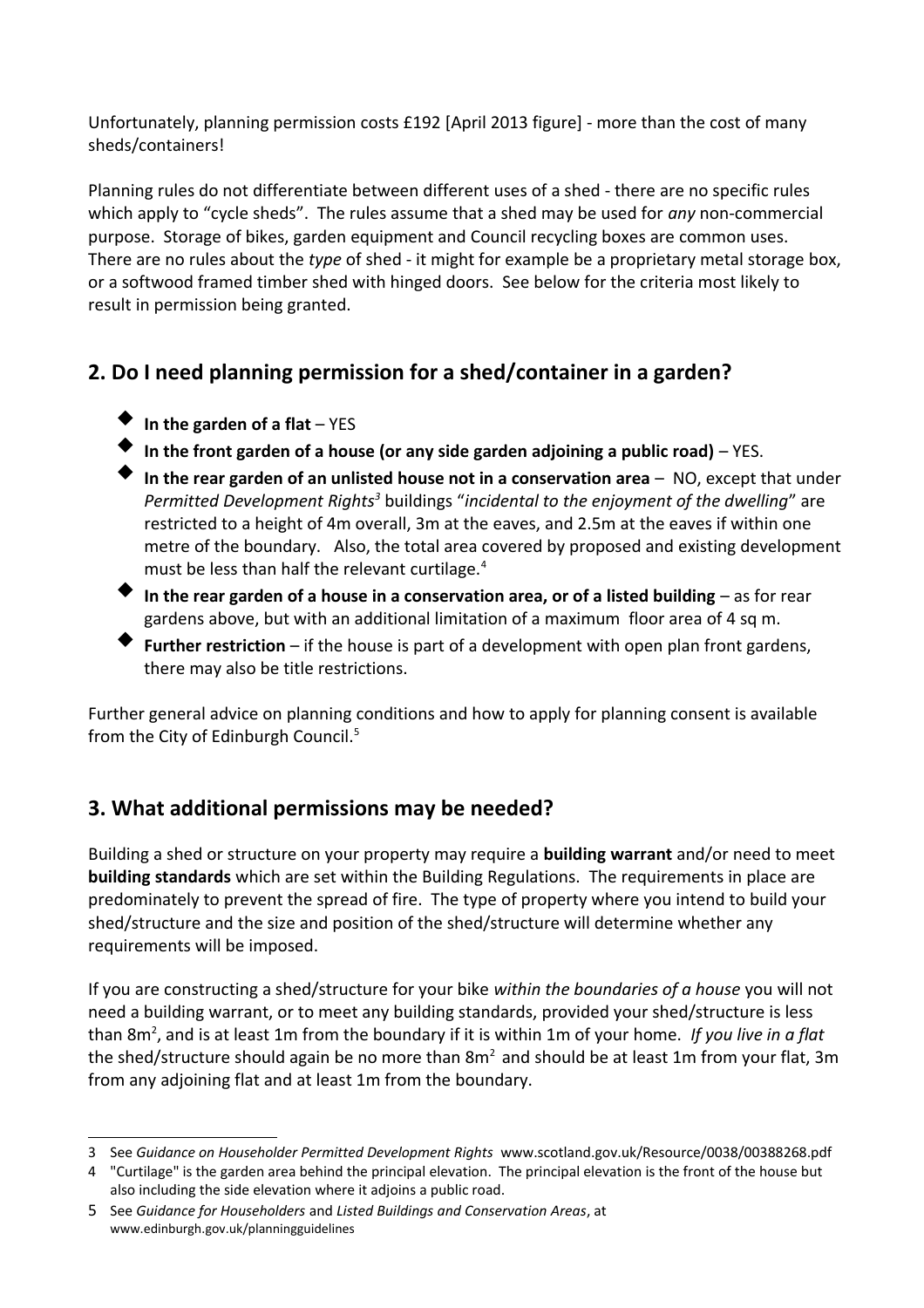Unfortunately, planning permission costs £192 [April 2013 figure] - more than the cost of many sheds/containers!

Planning rules do not differentiate between different uses of a shed - there are no specific rules which apply to "cycle sheds". The rules assume that a shed may be used for *any* non-commercial purpose. Storage of bikes, garden equipment and Council recycling boxes are common uses. There are no rules about the *type* of shed - it might for example be a proprietary metal storage box, or a softwood framed timber shed with hinged doors. See below for the criteria most likely to result in permission being granted.

## 2. Do I need planning permission for a shed/container in a garden?

- **In the garden of a flat** – YES
- **In the front garden of a house (or any side garden adjoining a public road)** – YES.
- **In the rear garden of an unlisted house not in a conservation area** – NO, except that under *Permitted Development Rights*[3] buildings "*incidental to the enjoyment of the dwelling*" are restricted to a height of 4m overall, 3m at the eaves, and 2.5m at the eaves if within one metre of the boundary. Also, the total area covered by proposed and existing development must be less than half the relevant curtilage.[4]
- **In the rear garden of a house in a conservation area, or of a listed building** – as for rear gardens above, but with an additional limitation of a maximum floor area of 4 sq m.
- **Further restriction** – if the house is part of a development with open plan front gardens, there may also be title restrictions.

Further general advice on planning conditions and how to apply for planning consent is available from the City of Edinburgh Council.[5]

## 3. What additional permissions may be needed?

Building a shed or structure on your property may require a **building warrant** and/or need to meet **building standards** which are set within the Building Regulations. The requirements in place are predominately to prevent the spread of fire. The type of property where you intend to build your shed/structure and the size and position of the shed/structure will determine whether any requirements will be imposed.

If you are constructing a shed/structure for your bike *within the boundaries of a house* you will not need a building warrant, or to meet any building standards, provided your shed/structure is less than $8m^2$, and is at least 1m from the boundary if it is within 1m of your home. *If you live in a flat* the shed/structure should again be no more than $8m^2$ and should be at least 1m from your flat, 3m from any adjoining flat and at least 1m from the boundary.

---

3 See *Guidance on Householder Permitted Development Rights* www.scotland.gov.uk/Resource/0038/00388268.pdf

4 "Curtilage" is the garden area behind the principal elevation. The principal elevation is the front of the house but also including the side elevation where it adjoins a public road.

5 See *Guidance for Householders* and *Listed Buildings and Conservation Areas*, at www.edinburgh.gov.uk/planningguidelines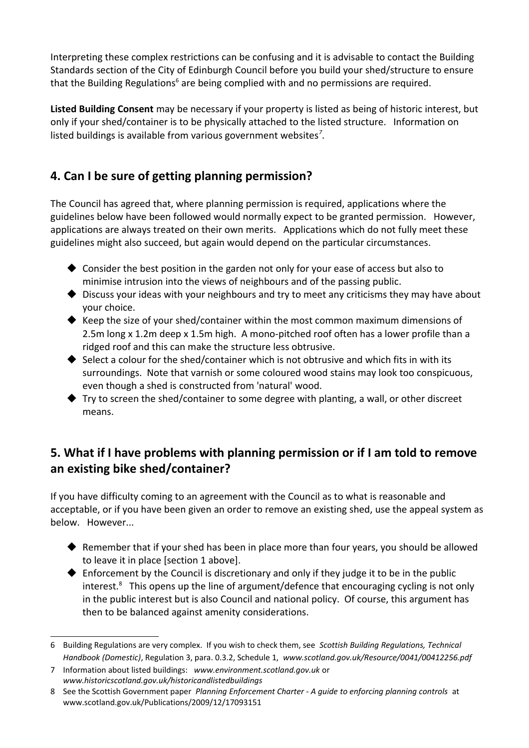Interpreting these complex restrictions can be confusing and it is advisable to contact the Building Standards section of the City of Edinburgh Council before you build your shed/structure to ensure that the Building Regulations[6] are being complied with and no permissions are required.

**Listed Building Consent** may be necessary if your property is listed as being of historic interest, but only if your shed/container is to be physically attached to the listed structure. Information on listed buildings is available from various government websites[7].

## 4. Can I be sure of getting planning permission?

The Council has agreed that, where planning permission is required, applications where the guidelines below have been followed would normally expect to be granted permission. However, applications are always treated on their own merits. Applications which do not fully meet these guidelines might also succeed, but again would depend on the particular circumstances.

- Consider the best position in the garden not only for your ease of access but also to minimise intrusion into the views of neighbours and of the passing public.
- Discuss your ideas with your neighbours and try to meet any criticisms they may have about your choice.
- Keep the size of your shed/container within the most common maximum dimensions of 2.5m long x 1.2m deep x 1.5m high. A mono-pitched roof often has a lower profile than a ridged roof and this can make the structure less obtrusive.
- Select a colour for the shed/container which is not obtrusive and which fits in with its surroundings. Note that varnish or some coloured wood stains may look too conspicuous, even though a shed is constructed from 'natural' wood.
- Try to screen the shed/container to some degree with planting, a wall, or other discreet means.

## 5. What if I have problems with planning permission or if I am told to remove an existing bike shed/container?

If you have difficulty coming to an agreement with the Council as to what is reasonable and acceptable, or if you have been given an order to remove an existing shed, use the appeal system as below. However...

- Remember that if your shed has been in place more than four years, you should be allowed to leave it in place [section 1 above].
- Enforcement by the Council is discretionary and only if they judge it to be in the public interest.[8] This opens up the line of argument/defence that encouraging cycling is not only in the public interest but is also Council and national policy. Of course, this argument has then to be balanced against amenity considerations.

---

6 Building Regulations are very complex. If you wish to check them, see *Scottish Building Regulations, Technical Handbook (Domestic)*, Regulation 3, para. 0.3.2, Schedule 1, *www.scotland.gov.uk/Resource/0041/00412256.pdf*

7 Information about listed buildings: *www.environment.scotland.gov.uk* or *www.historicscotland.gov.uk/historicandlistedbuildings*

8 See the Scottish Government paper *Planning Enforcement Charter - A guide to enforcing planning controls* at www.scotland.gov.uk/Publications/2009/12/17093151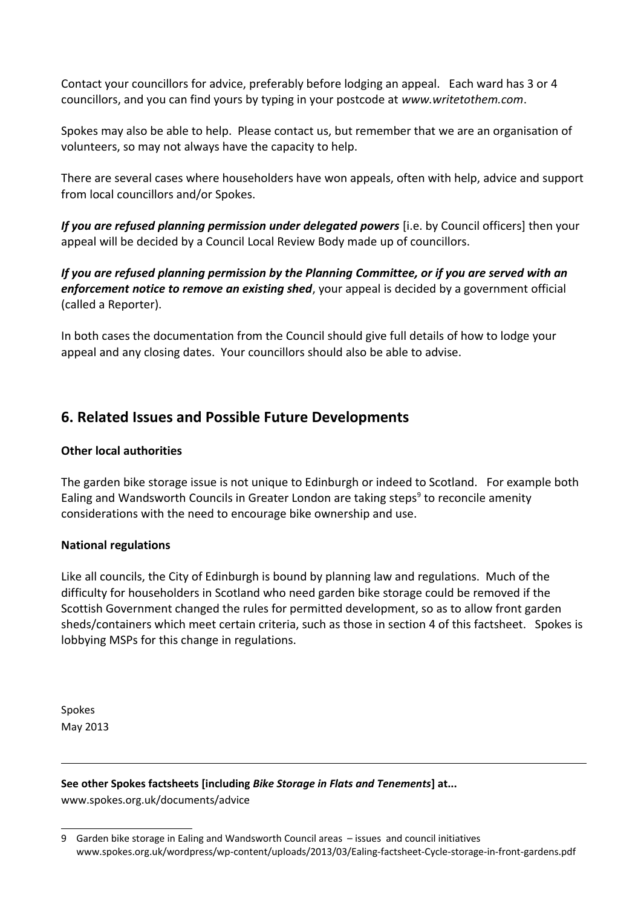Contact your councillors for advice, preferably before lodging an appeal. Each ward has 3 or 4 councillors, and you can find yours by typing in your postcode at *www.writetothem.com*.

Spokes may also be able to help. Please contact us, but remember that we are an organisation of volunteers, so may not always have the capacity to help.

There are several cases where householders have won appeals, often with help, advice and support from local councillors and/or Spokes.

***If you are refused planning permission under delegated powers*** [i.e. by Council officers] then your appeal will be decided by a Council Local Review Body made up of councillors.

***If you are refused planning permission by the Planning Committee, or if you are served with an enforcement notice to remove an existing shed***, your appeal is decided by a government official (called a Reporter).

In both cases the documentation from the Council should give full details of how to lodge your appeal and any closing dates. Your councillors should also be able to advise.

## 6. Related Issues and Possible Future Developments

**Other local authorities**

The garden bike storage issue is not unique to Edinburgh or indeed to Scotland. For example both Ealing and Wandsworth Councils in Greater London are taking steps[9] to reconcile amenity considerations with the need to encourage bike ownership and use.

**National regulations**

Like all councils, the City of Edinburgh is bound by planning law and regulations. Much of the difficulty for householders in Scotland who need garden bike storage could be removed if the Scottish Government changed the rules for permitted development, so as to allow front garden sheds/containers which meet certain criteria, such as those in section 4 of this factsheet. Spokes is lobbying MSPs for this change in regulations.

Spokes
May 2013

---

**See other Spokes factsheets [including *Bike Storage in Flats and Tenements*] at...**
www.spokes.org.uk/documents/advice

9 Garden bike storage in Ealing and Wandsworth Council areas – issues and council initiatives www.spokes.org.uk/wordpress/wp-content/uploads/2013/03/Ealing-factsheet-Cycle-storage-in-front-gardens.pdf